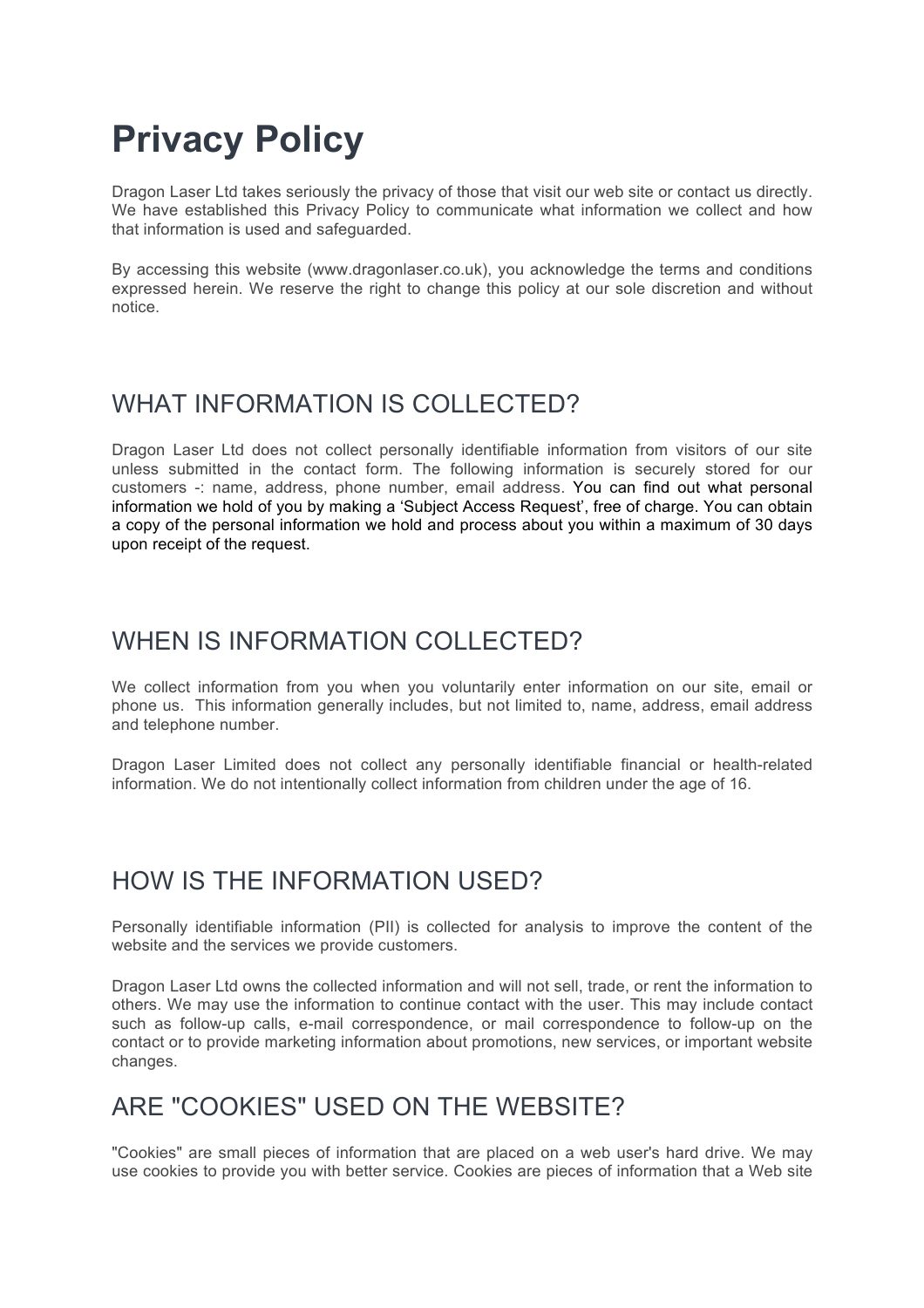# Privacy Policy

Dragon Laser Ltd takes seriously the privacy of those that visit our web site or contact us directly. We have established this Privacy Policy to communicate what information we collect and how that information is used and safeguarded.

By accessing this website (www.dragonlaser.co.uk), you acknowledge the terms and conditions expressed herein. We reserve the right to change this policy at our sole discretion and without notice.

## WHAT INFORMATION IS COLLECTED?

Dragon Laser Ltd does not collect personally identifiable information from visitors of our site unless submitted in the contact form. The following information is securely stored for our customers -: name, address, phone number, email address. You can find out what personal information we hold of you by making a 'Subject Access Request', free of charge. You can obtain a copy of the personal information we hold and process about you within a maximum of 30 days upon receipt of the request.

## WHEN IS INFORMATION COLLECTED?

We collect information from you when you voluntarily enter information on our site, email or phone us. This information generally includes, but not limited to, name, address, email address and telephone number.

Dragon Laser Limited does not collect any personally identifiable financial or health-related information. We do not intentionally collect information from children under the age of 16.

## HOW IS THE INFORMATION USED?

Personally identifiable information (PII) is collected for analysis to improve the content of the website and the services we provide customers.

Dragon Laser Ltd owns the collected information and will not sell, trade, or rent the information to others. We may use the information to continue contact with the user. This may include contact such as follow-up calls, e-mail correspondence, or mail correspondence to follow-up on the contact or to provide marketing information about promotions, new services, or important website changes.

## ARE "COOKIES" USED ON THE WEBSITE?

"Cookies" are small pieces of information that are placed on a web user's hard drive. We may use cookies to provide you with better service. Cookies are pieces of information that a Web site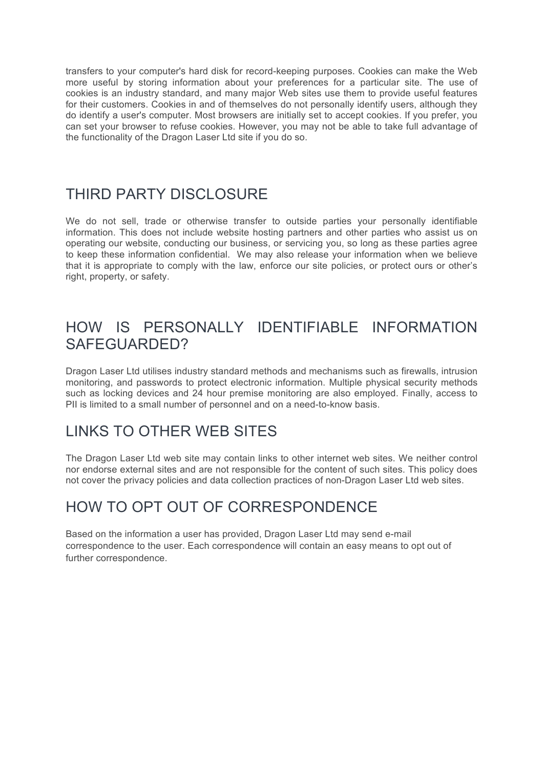transfers to your computer's hard disk for record-keeping purposes. Cookies can make the Web more useful by storing information about your preferences for a particular site. The use of cookies is an industry standard, and many major Web sites use them to provide useful features for their customers. Cookies in and of themselves do not personally identify users, although they do identify a user's computer. Most browsers are initially set to accept cookies. If you prefer, you can set your browser to refuse cookies. However, you may not be able to take full advantage of the functionality of the Dragon Laser Ltd site if you do so.

## THIRD PARTY DISCLOSURE

We do not sell, trade or otherwise transfer to outside parties your personally identifiable information. This does not include website hosting partners and other parties who assist us on operating our website, conducting our business, or servicing you, so long as these parties agree to keep these information confidential. We may also release your information when we believe that it is appropriate to comply with the law, enforce our site policies, or protect ours or other's right, property, or safety.

## HOW IS PERSONALLY IDENTIFIABLE INFORMATION SAFEGUARDED?

Dragon Laser Ltd utilises industry standard methods and mechanisms such as firewalls, intrusion monitoring, and passwords to protect electronic information. Multiple physical security methods such as locking devices and 24 hour premise monitoring are also employed. Finally, access to PII is limited to a small number of personnel and on a need-to-know basis.

## LINKS TO OTHER WEB SITES

The Dragon Laser Ltd web site may contain links to other internet web sites. We neither control nor endorse external sites and are not responsible for the content of such sites. This policy does not cover the privacy policies and data collection practices of non-Dragon Laser Ltd web sites.

## HOW TO OPT OUT OF CORRESPONDENCE

Based on the information a user has provided, Dragon Laser Ltd may send e-mail correspondence to the user. Each correspondence will contain an easy means to opt out of further correspondence.